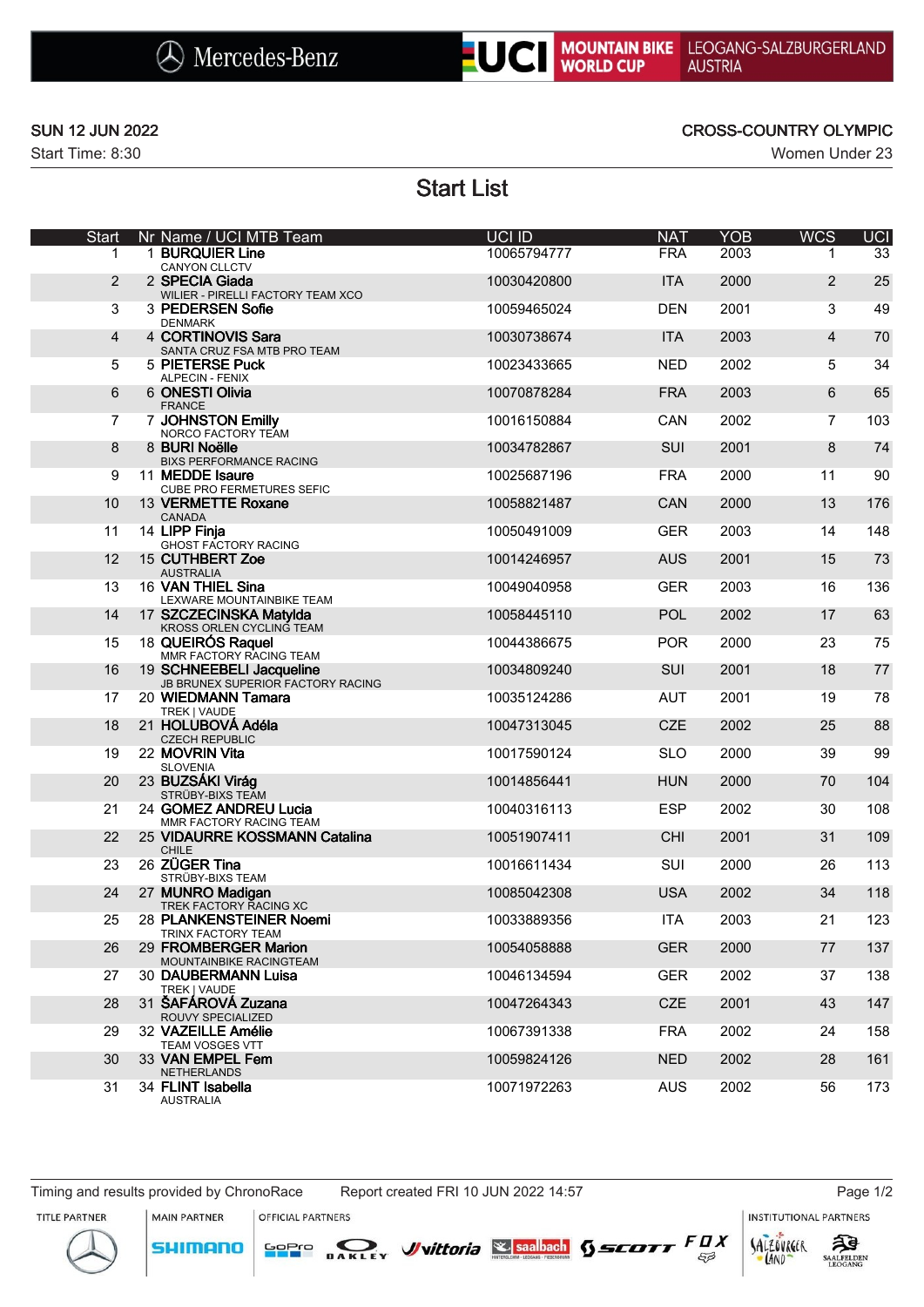Mercedes-Benz | UCI MOUNTAIN BIKE WORLD CUP | LEOGANG-SALZBURGERLAND AUSTRIA

**SUN 12 JUN 2022**
Start Time: 8:30

**CROSS-COUNTRY OLYMPIC**
Women Under 23

# Start List

| Start | Nr | Name / UCI MTB Team | UCI ID | NAT | YOB | WCS | UCI |
|---|---|---|---|---|---|---|---|
| 1 | 1 | **BURQUIER Line**<br>CANYON CLLCTV | 10065794777 | FRA | 2003 | 1 | 33 |
| 2 | 2 | **SPECIA Giada**<br>WILIER - PIRELLI FACTORY TEAM XCO | 10030420800 | ITA | 2000 | 2 | 25 |
| 3 | 3 | **PEDERSEN Sofie**<br>DENMARK | 10059465024 | DEN | 2001 | 3 | 49 |
| 4 | 4 | **CORTINOVIS Sara**<br>SANTA CRUZ FSA MTB PRO TEAM | 10030738674 | ITA | 2003 | 4 | 70 |
| 5 | 5 | **PIETERSE Puck**<br>ALPECIN - FENIX | 10023433665 | NED | 2002 | 5 | 34 |
| 6 | 6 | **ONESTI Olivia**<br>FRANCE | 10070878284 | FRA | 2003 | 6 | 65 |
| 7 | 7 | **JOHNSTON Emilly**<br>NORCO FACTORY TEAM | 10016150884 | CAN | 2002 | 7 | 103 |
| 8 | 8 | **BURI Noëlle**<br>BIXS PERFORMANCE RACING | 10034782867 | SUI | 2001 | 8 | 74 |
| 9 | 11 | **MEDDE Isaure**<br>CUBE PRO FERMETURES SEFIC | 10025687196 | FRA | 2000 | 11 | 90 |
| 10 | 13 | **VERMETTE Roxane**<br>CANADA | 10058821487 | CAN | 2000 | 13 | 176 |
| 11 | 14 | **LIPP Finja**<br>GHOST FACTORY RACING | 10050491009 | GER | 2003 | 14 | 148 |
| 12 | 15 | **CUTHBERT Zoe**<br>AUSTRALIA | 10014246957 | AUS | 2001 | 15 | 73 |
| 13 | 16 | **VAN THIEL Sina**<br>LEXWARE MOUNTAINBIKE TEAM | 10049040958 | GER | 2003 | 16 | 136 |
| 14 | 17 | **SZCZECINSKA Matylda**<br>KROSS ORLEN CYCLING TEAM | 10058445110 | POL | 2002 | 17 | 63 |
| 15 | 18 | **QUEIRÓS Raquel**<br>MMR FACTORY RACING TEAM | 10044386675 | POR | 2000 | 23 | 75 |
| 16 | 19 | **SCHNEEBELI Jacqueline**<br>JB BRUNEX SUPERIOR FACTORY RACING | 10034809240 | SUI | 2001 | 18 | 77 |
| 17 | 20 | **WIEDMANN Tamara**<br>TREK \| VAUDE | 10035124286 | AUT | 2001 | 19 | 78 |
| 18 | 21 | **HOLUBOVÁ Adéla**<br>CZECH REPUBLIC | 10047313045 | CZE | 2002 | 25 | 88 |
| 19 | 22 | **MOVRIN Vita**<br>SLOVENIA | 10017590124 | SLO | 2000 | 39 | 99 |
| 20 | 23 | **BUZSÁKI Virág**<br>STRÜBY-BIXS TEAM | 10014856441 | HUN | 2000 | 70 | 104 |
| 21 | 24 | **GOMEZ ANDREU Lucia**<br>MMR FACTORY RACING TEAM | 10040316113 | ESP | 2002 | 30 | 108 |
| 22 | 25 | **VIDAURRE KOSSMANN Catalina**<br>CHILE | 10051907411 | CHI | 2001 | 31 | 109 |
| 23 | 26 | **ZÜGER Tina**<br>STRÜBY-BIXS TEAM | 10016611434 | SUI | 2000 | 26 | 113 |
| 24 | 27 | **MUNRO Madigan**<br>TREK FACTORY RACING XC | 10085042308 | USA | 2002 | 34 | 118 |
| 25 | 28 | **PLANKENSTEINER Noemi**<br>TRINX FACTORY TEAM | 10033889356 | ITA | 2003 | 21 | 123 |
| 26 | 29 | **FROMBERGER Marion**<br>MOUNTAINBIKE RACINGTEAM | 10054058888 | GER | 2000 | 77 | 137 |
| 27 | 30 | **DAUBERMANN Luisa**<br>TREK \| VAUDE | 10046134594 | GER | 2002 | 37 | 138 |
| 28 | 31 | **ŠAFÁROVÁ Zuzana**<br>ROUVY SPECIALIZED | 10047264343 | CZE | 2001 | 43 | 147 |
| 29 | 32 | **VAZEILLE Amélie**<br>TEAM VOSGES VTT | 10067391338 | FRA | 2002 | 24 | 158 |
| 30 | 33 | **VAN EMPEL Fem**<br>NETHERLANDS | 10059824126 | NED | 2002 | 28 | 161 |
| 31 | 34 | **FLINT Isabella**<br>AUSTRALIA | 10071972263 | AUS | 2002 | 56 | 173 |

Timing and results provided by ChronoRace | Report created FRI 10 JUN 2022 14:57

TITLE PARTNER: Mercedes-Benz | MAIN PARTNER: SHIMANO | OFFICIAL PARTNERS: GoPro, OAKLEY, vittoria, saalbach, SCOTT, FOX | INSTITUTIONAL PARTNERS: SalzburgerLand, Saalfelden Leogang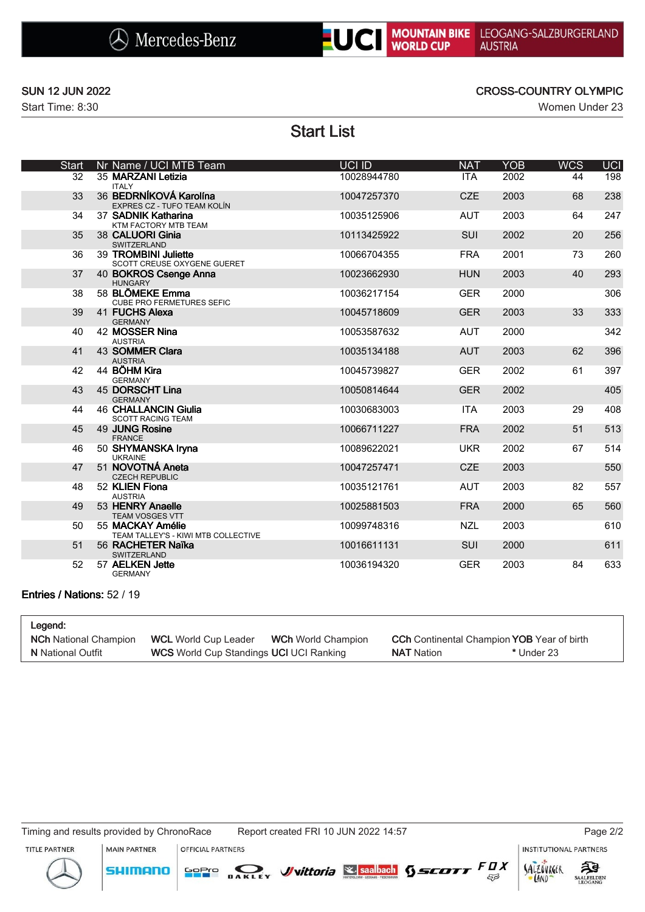SUN 12 JUN 2022

Start Time: 8:30

CROSS-COUNTRY OLYMPIC

Women Under 23

# Start List

| Start | Nr | Name / UCI MTB Team | UCI ID | NAT | YOB | WCS | UCI |
|---|---|---|---|---|---|---|---|
| 32 | 35 | **MARZANI Letizia**<br>ITALY | 10028944780 | ITA | 2002 | 44 | 198 |
| 33 | 36 | **BEDRNÍKOVÁ Karolína**<br>EXPRES CZ - TUFO TEAM KOLÍN | 10047257370 | CZE | 2003 | 68 | 238 |
| 34 | 37 | **SADNIK Katharina**<br>KTM FACTORY MTB TEAM | 10035125906 | AUT | 2003 | 64 | 247 |
| 35 | 38 | **CALUORI Ginia**<br>SWITZERLAND | 10113425922 | SUI | 2002 | 20 | 256 |
| 36 | 39 | **TROMBINI Juliette**<br>SCOTT CREUSE OXYGENE GUERET | 10066704355 | FRA | 2001 | 73 | 260 |
| 37 | 40 | **BOKROS Csenge Anna**<br>HUNGARY | 10023662930 | HUN | 2003 | 40 | 293 |
| 38 | 58 | **BLÖMEKE Emma**<br>CUBE PRO FERMETURES SEFIC | 10036217154 | GER | 2000 | | 306 |
| 39 | 41 | **FUCHS Alexa**<br>GERMANY | 10045718609 | GER | 2003 | 33 | 333 |
| 40 | 42 | **MOSSER Nina**<br>AUSTRIA | 10053587632 | AUT | 2000 | | 342 |
| 41 | 43 | **SOMMER Clara**<br>AUSTRIA | 10035134188 | AUT | 2003 | 62 | 396 |
| 42 | 44 | **BÖHM Kira**<br>GERMANY | 10045739827 | GER | 2002 | 61 | 397 |
| 43 | 45 | **DORSCHT Lina**<br>GERMANY | 10050814644 | GER | 2002 | | 405 |
| 44 | 46 | **CHALLANCIN Giulia**<br>SCOTT RACING TEAM | 10030683003 | ITA | 2003 | 29 | 408 |
| 45 | 49 | **JUNG Rosine**<br>FRANCE | 10066711227 | FRA | 2002 | 51 | 513 |
| 46 | 50 | **SHYMANSKA Iryna**<br>UKRAINE | 10089622021 | UKR | 2002 | 67 | 514 |
| 47 | 51 | **NOVOTNÁ Aneta**<br>CZECH REPUBLIC | 10047257471 | CZE | 2003 | | 550 |
| 48 | 52 | **KLIEN Fiona**<br>AUSTRIA | 10035121761 | AUT | 2003 | 82 | 557 |
| 49 | 53 | **HENRY Anaelle**<br>TEAM VOSGES VTT | 10025881503 | FRA | 2000 | 65 | 560 |
| 50 | 55 | **MACKAY Amélie**<br>TEAM TALLEY'S - KIWI MTB COLLECTIVE | 10099748316 | NZL | 2003 | | 610 |
| 51 | 56 | **RACHETER Naïka**<br>SWITZERLAND | 10016611131 | SUI | 2000 | | 611 |
| 52 | 57 | **AELKEN Jette**<br>GERMANY | 10036194320 | GER | 2003 | 84 | 633 |

**Entries / Nations:** 52 / 19

**Legend:**
**NCh** National Champion **WCL** World Cup Leader **WCh** World Champion **CCh** Continental Champion **YOB** Year of birth
**N** National Outfit **WCS** World Cup Standings **UCI** UCI Ranking **NAT** Nation * Under 23

Timing and results provided by ChronoRace Report created FRI 10 JUN 2022 14:57